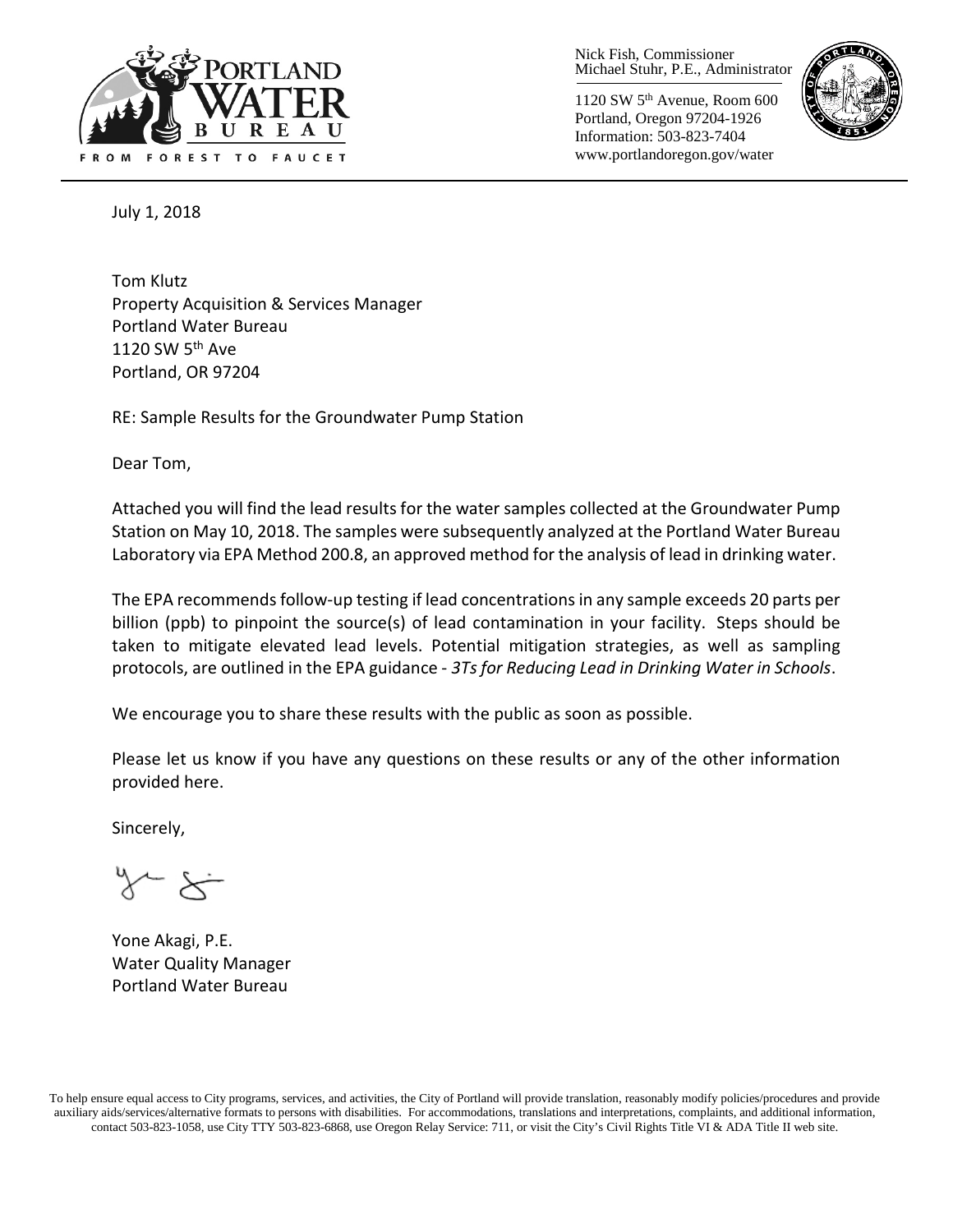PORTLAND WATER BUREAU

FROM FOREST TO FAUCET

Nick Fish, Commissioner
Michael Stuhr, P.E., Administrator

1120 SW 5th Avenue, Room 600
Portland, Oregon 97204-1926
Information: 503-823-7404
www.portlandoregon.gov/water

July 1, 2018

Tom Klutz
Property Acquisition & Services Manager
Portland Water Bureau
1120 SW 5th Ave
Portland, OR 97204

RE: Sample Results for the Groundwater Pump Station

Dear Tom,

Attached you will find the lead results for the water samples collected at the Groundwater Pump Station on May 10, 2018. The samples were subsequently analyzed at the Portland Water Bureau Laboratory via EPA Method 200.8, an approved method for the analysis of lead in drinking water.

The EPA recommends follow-up testing if lead concentrations in any sample exceeds 20 parts per billion (ppb) to pinpoint the source(s) of lead contamination in your facility. Steps should be taken to mitigate elevated lead levels. Potential mitigation strategies, as well as sampling protocols, are outlined in the EPA guidance - *3Ts for Reducing Lead in Drinking Water in Schools*.

We encourage you to share these results with the public as soon as possible.

Please let us know if you have any questions on these results or any of the other information provided here.

Sincerely,

Yone Akagi, P.E.
Water Quality Manager
Portland Water Bureau

To help ensure equal access to City programs, services, and activities, the City of Portland will provide translation, reasonably modify policies/procedures and provide auxiliary aids/services/alternative formats to persons with disabilities. For accommodations, translations and interpretations, complaints, and additional information, contact 503-823-1058, use City TTY 503-823-6868, use Oregon Relay Service: 711, or visit the City's Civil Rights Title VI & ADA Title II web site.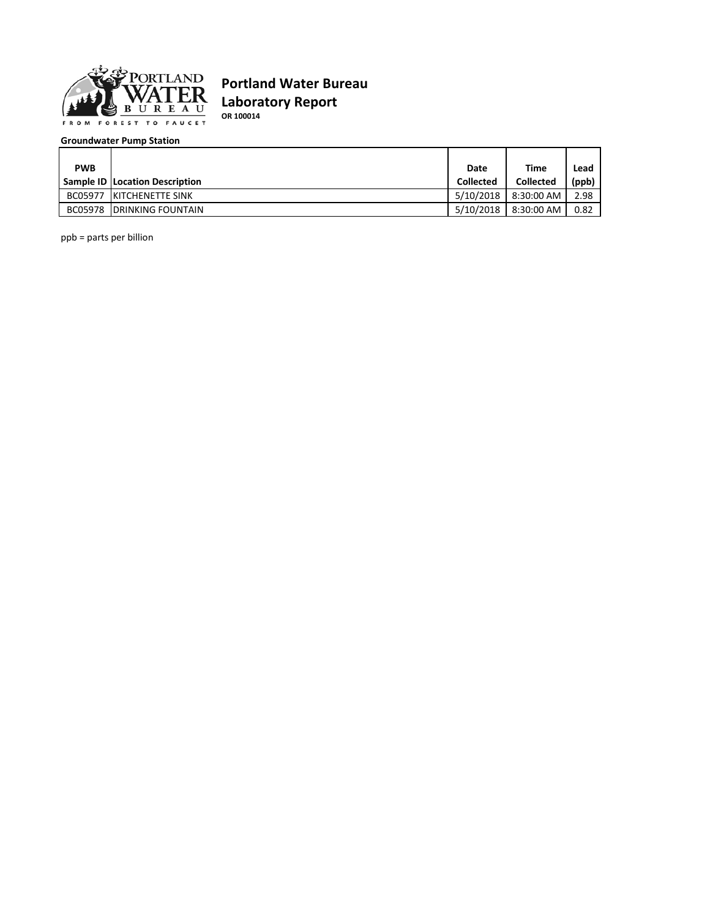# Portland Water Bureau Laboratory Report

**OR 100014**

**Groundwater Pump Station**

| PWB Sample ID | Location Description | Date Collected | Time Collected | Lead (ppb) |
|---|---|---|---|---|
| BC05977 | KITCHENETTE SINK | 5/10/2018 | 8:30:00 AM | 2.98 |
| BC05978 | DRINKING FOUNTAIN | 5/10/2018 | 8:30:00 AM | 0.82 |

ppb = parts per billion